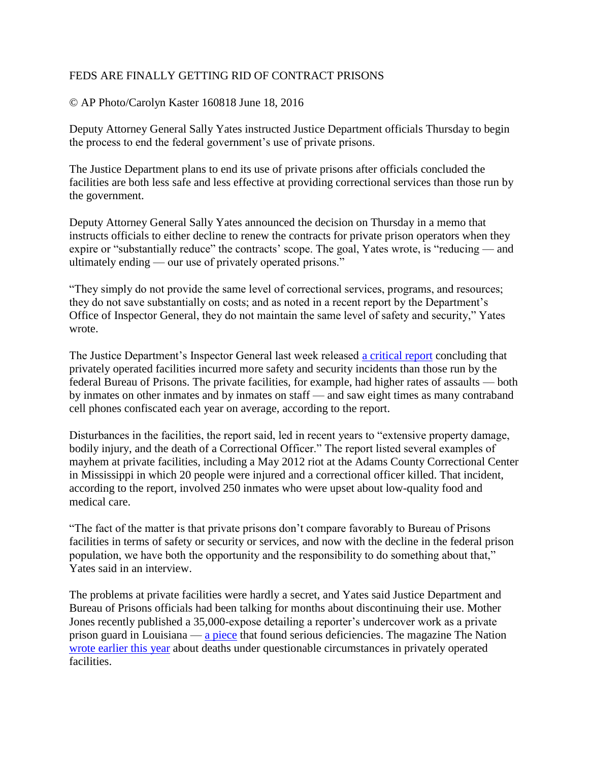# FEDS ARE FINALLY GETTING RID OF CONTRACT PRISONS

© AP Photo/Carolyn Kaster 160818 June 18, 2016

Deputy Attorney General Sally Yates instructed Justice Department officials Thursday to begin the process to end the federal government's use of private prisons.

The Justice Department plans to end its use of private prisons after officials concluded the facilities are both less safe and less effective at providing correctional services than those run by the government.

Deputy Attorney General Sally Yates announced the decision on Thursday in a memo that instructs officials to either decline to renew the contracts for private prison operators when they expire or "substantially reduce" the contracts' scope. The goal, Yates wrote, is "reducing — and ultimately ending — our use of privately operated prisons."

"They simply do not provide the same level of correctional services, programs, and resources; they do not save substantially on costs; and as noted in a recent report by the Department's Office of Inspector General, they do not maintain the same level of safety and security," Yates wrote.

The Justice Department's Inspector General last week released a critical report concluding that privately operated facilities incurred more safety and security incidents than those run by the federal Bureau of Prisons. The private facilities, for example, had higher rates of assaults — both by inmates on other inmates and by inmates on staff — and saw eight times as many contraband cell phones confiscated each year on average, according to the report.

Disturbances in the facilities, the report said, led in recent years to "extensive property damage, bodily injury, and the death of a Correctional Officer." The report listed several examples of mayhem at private facilities, including a May 2012 riot at the Adams County Correctional Center in Mississippi in which 20 people were injured and a correctional officer killed. That incident, according to the report, involved 250 inmates who were upset about low-quality food and medical care.

"The fact of the matter is that private prisons don't compare favorably to Bureau of Prisons facilities in terms of safety or security or services, and now with the decline in the federal prison population, we have both the opportunity and the responsibility to do something about that," Yates said in an interview.

The problems at private facilities were hardly a secret, and Yates said Justice Department and Bureau of Prisons officials had been talking for months about discontinuing their use. Mother Jones recently published a 35,000-expose detailing a reporter's undercover work as a private prison guard in Louisiana — a piece that found serious deficiencies. The magazine The Nation wrote earlier this year about deaths under questionable circumstances in privately operated facilities.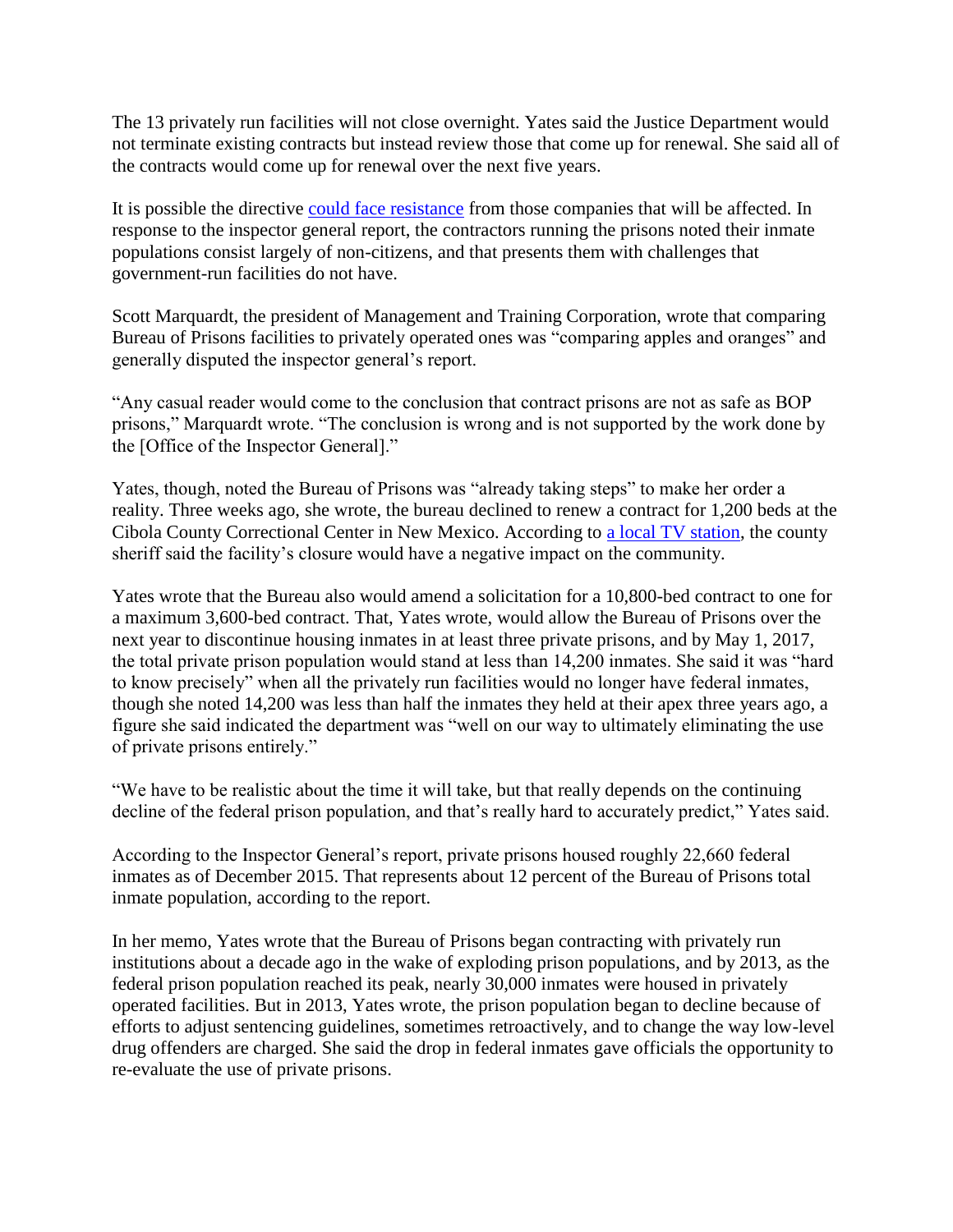The 13 privately run facilities will not close overnight. Yates said the Justice Department would not terminate existing contracts but instead review those that come up for renewal. She said all of the contracts would come up for renewal over the next five years.

It is possible the directive could face resistance from those companies that will be affected. In response to the inspector general report, the contractors running the prisons noted their inmate populations consist largely of non-citizens, and that presents them with challenges that government-run facilities do not have.

Scott Marquardt, the president of Management and Training Corporation, wrote that comparing Bureau of Prisons facilities to privately operated ones was "comparing apples and oranges" and generally disputed the inspector general's report.

"Any casual reader would come to the conclusion that contract prisons are not as safe as BOP prisons," Marquardt wrote. "The conclusion is wrong and is not supported by the work done by the [Office of the Inspector General]."

Yates, though, noted the Bureau of Prisons was "already taking steps" to make her order a reality. Three weeks ago, she wrote, the bureau declined to renew a contract for 1,200 beds at the Cibola County Correctional Center in New Mexico. According to a local TV station, the county sheriff said the facility's closure would have a negative impact on the community.

Yates wrote that the Bureau also would amend a solicitation for a 10,800-bed contract to one for a maximum 3,600-bed contract. That, Yates wrote, would allow the Bureau of Prisons over the next year to discontinue housing inmates in at least three private prisons, and by May 1, 2017, the total private prison population would stand at less than 14,200 inmates. She said it was "hard to know precisely" when all the privately run facilities would no longer have federal inmates, though she noted 14,200 was less than half the inmates they held at their apex three years ago, a figure she said indicated the department was "well on our way to ultimately eliminating the use of private prisons entirely."

"We have to be realistic about the time it will take, but that really depends on the continuing decline of the federal prison population, and that's really hard to accurately predict," Yates said.

According to the Inspector General's report, private prisons housed roughly 22,660 federal inmates as of December 2015. That represents about 12 percent of the Bureau of Prisons total inmate population, according to the report.

In her memo, Yates wrote that the Bureau of Prisons began contracting with privately run institutions about a decade ago in the wake of exploding prison populations, and by 2013, as the federal prison population reached its peak, nearly 30,000 inmates were housed in privately operated facilities. But in 2013, Yates wrote, the prison population began to decline because of efforts to adjust sentencing guidelines, sometimes retroactively, and to change the way low-level drug offenders are charged. She said the drop in federal inmates gave officials the opportunity to re-evaluate the use of private prisons.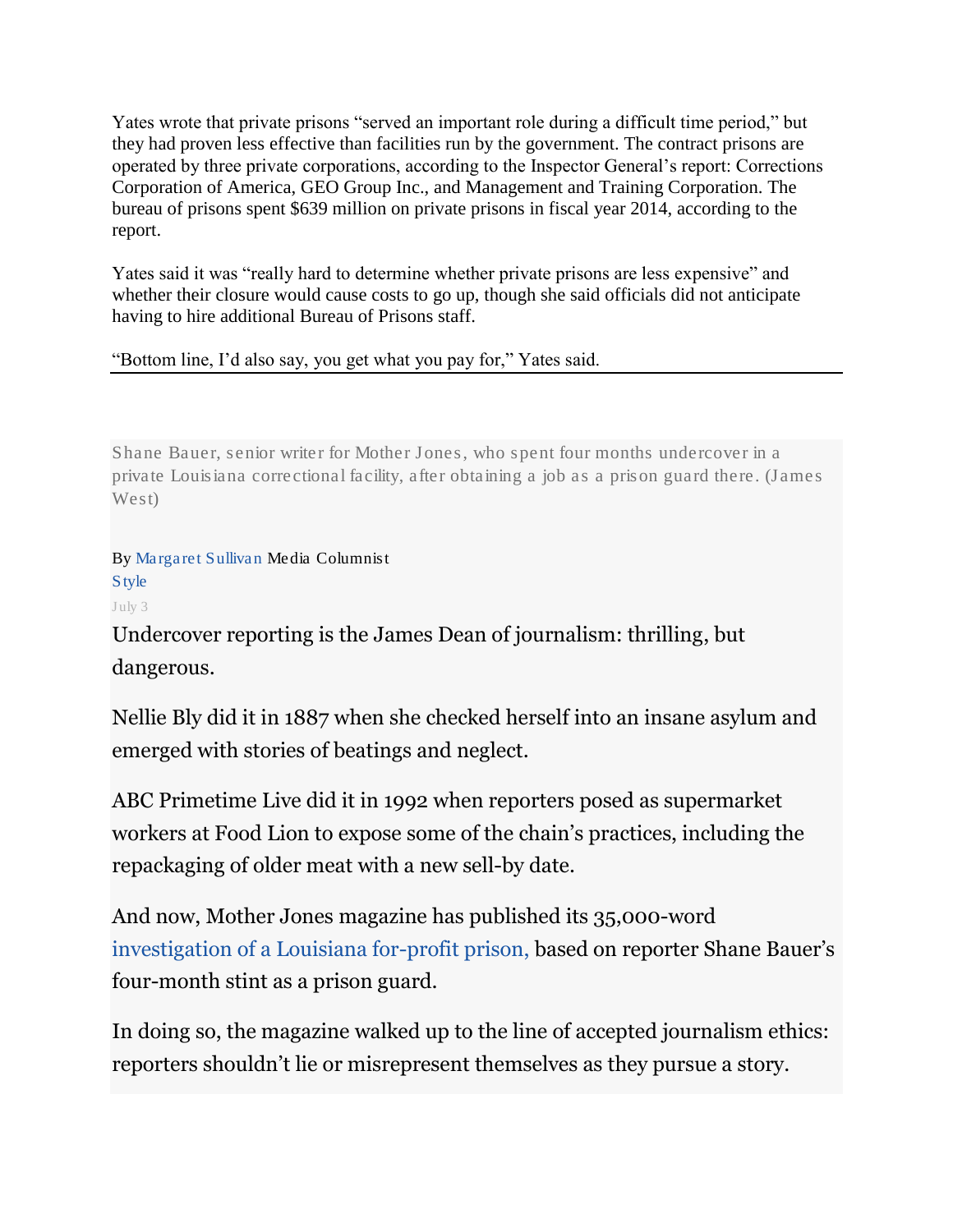Yates wrote that private prisons "served an important role during a difficult time period," but they had proven less effective than facilities run by the government. The contract prisons are operated by three private corporations, according to the Inspector General's report: Corrections Corporation of America, GEO Group Inc., and Management and Training Corporation. The bureau of prisons spent $639 million on private prisons in fiscal year 2014, according to the report.

Yates said it was "really hard to determine whether private prisons are less expensive" and whether their closure would cause costs to go up, though she said officials did not anticipate having to hire additional Bureau of Prisons staff.

"Bottom line, I'd also say, you get what you pay for," Yates said.

---

Shane Bauer, senior writer for Mother Jones, who spent four months undercover in a private Louisiana correctional facility, after obtaining a job as a prison guard there. (James West)

By Margaret Sullivan Media Columnist

Style

July 3

Undercover reporting is the James Dean of journalism: thrilling, but dangerous.

Nellie Bly did it in 1887 when she checked herself into an insane asylum and emerged with stories of beatings and neglect.

ABC Primetime Live did it in 1992 when reporters posed as supermarket workers at Food Lion to expose some of the chain's practices, including the repackaging of older meat with a new sell-by date.

And now, Mother Jones magazine has published its 35,000-word investigation of a Louisiana for-profit prison, based on reporter Shane Bauer's four-month stint as a prison guard.

In doing so, the magazine walked up to the line of accepted journalism ethics: reporters shouldn't lie or misrepresent themselves as they pursue a story.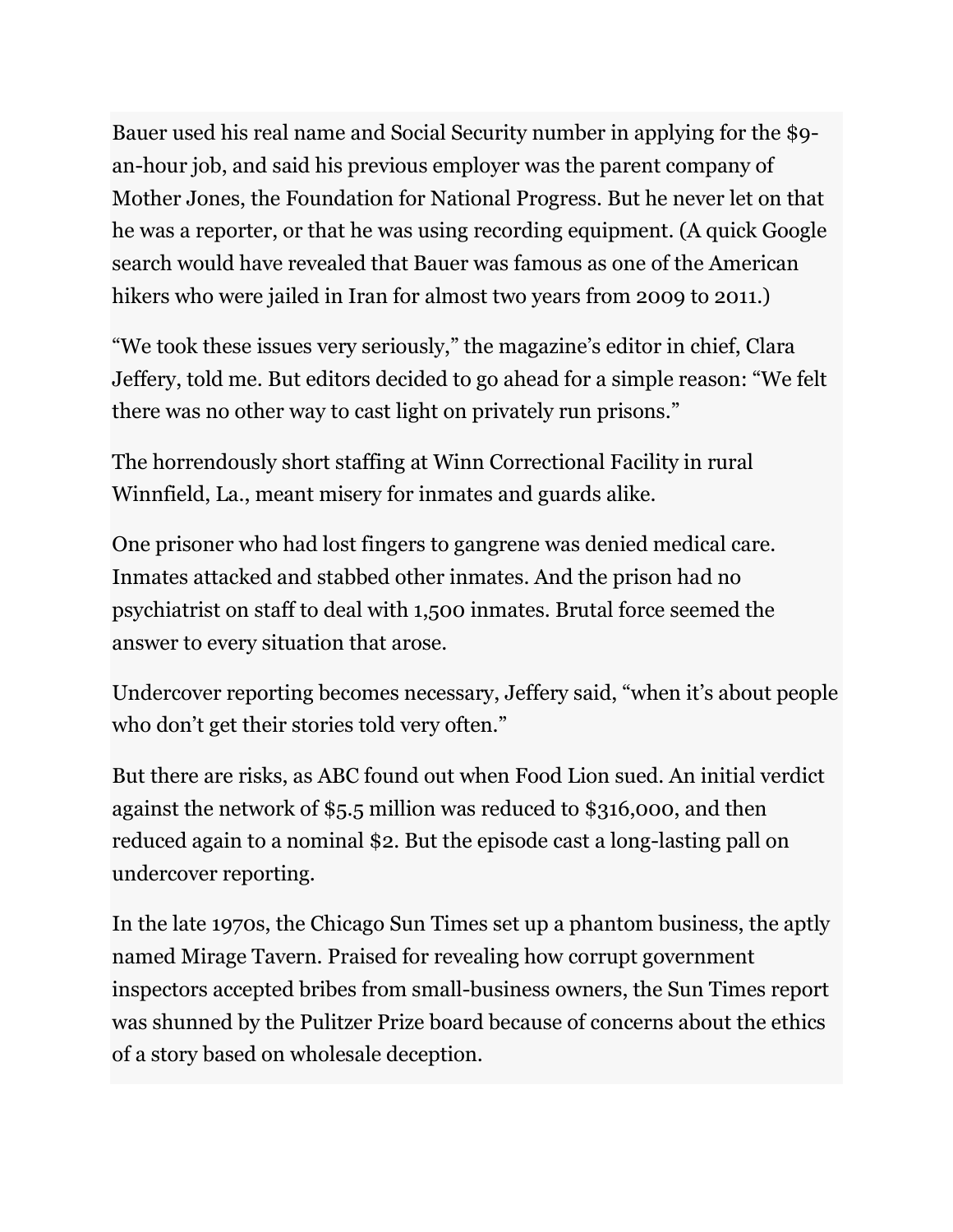Bauer used his real name and Social Security number in applying for the $9-an-hour job, and said his previous employer was the parent company of Mother Jones, the Foundation for National Progress. But he never let on that he was a reporter, or that he was using recording equipment. (A quick Google search would have revealed that Bauer was famous as one of the American hikers who were jailed in Iran for almost two years from 2009 to 2011.)

"We took these issues very seriously," the magazine's editor in chief, Clara Jeffery, told me. But editors decided to go ahead for a simple reason: "We felt there was no other way to cast light on privately run prisons."

The horrendously short staffing at Winn Correctional Facility in rural Winnfield, La., meant misery for inmates and guards alike.

One prisoner who had lost fingers to gangrene was denied medical care. Inmates attacked and stabbed other inmates. And the prison had no psychiatrist on staff to deal with 1,500 inmates. Brutal force seemed the answer to every situation that arose.

Undercover reporting becomes necessary, Jeffery said, "when it's about people who don't get their stories told very often."

But there are risks, as ABC found out when Food Lion sued. An initial verdict against the network of $5.5 million was reduced to $316,000, and then reduced again to a nominal $2. But the episode cast a long-lasting pall on undercover reporting.

In the late 1970s, the Chicago Sun Times set up a phantom business, the aptly named Mirage Tavern. Praised for revealing how corrupt government inspectors accepted bribes from small-business owners, the Sun Times report was shunned by the Pulitzer Prize board because of concerns about the ethics of a story based on wholesale deception.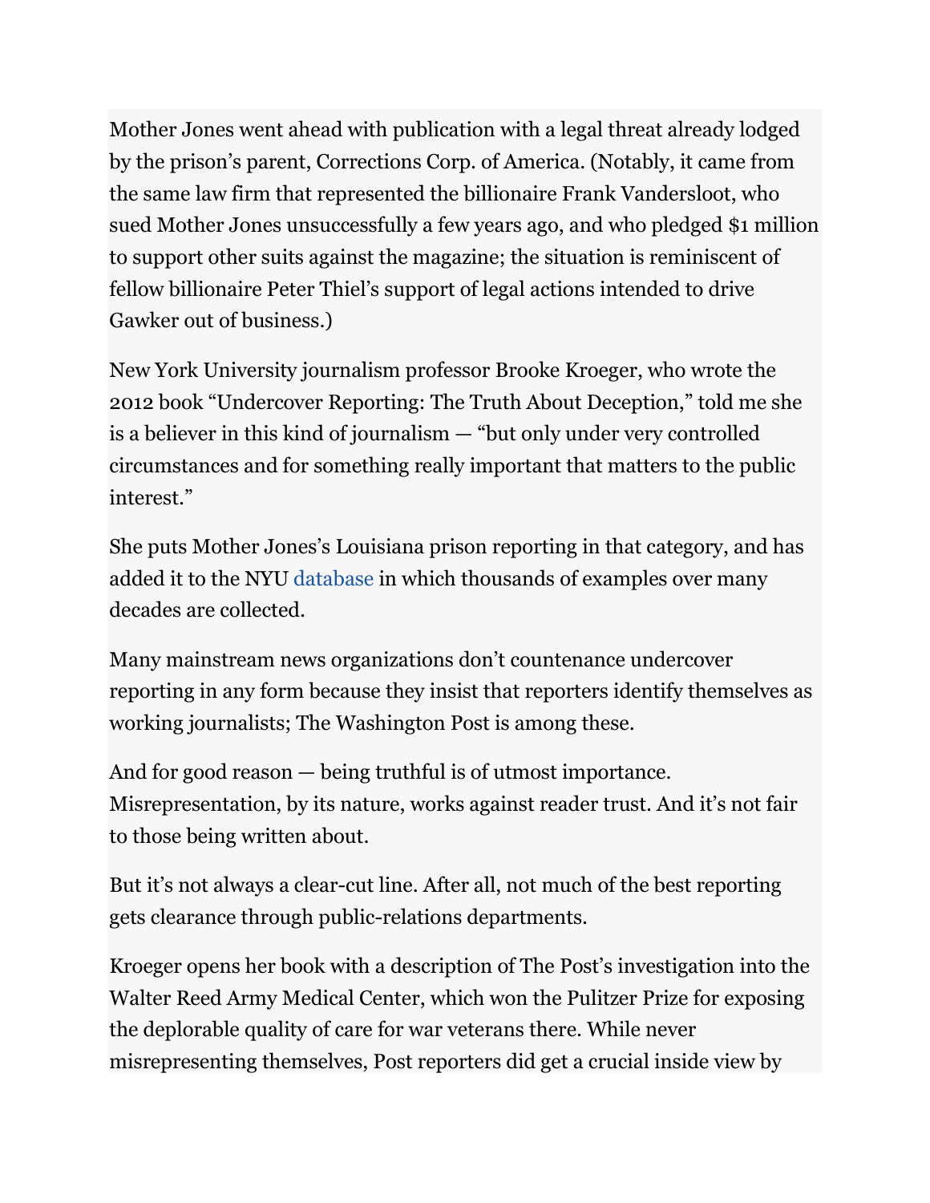Mother Jones went ahead with publication with a legal threat already lodged by the prison's parent, Corrections Corp. of America. (Notably, it came from the same law firm that represented the billionaire Frank Vandersloot, who sued Mother Jones unsuccessfully a few years ago, and who pledged $1 million to support other suits against the magazine; the situation is reminiscent of fellow billionaire Peter Thiel's support of legal actions intended to drive Gawker out of business.)

New York University journalism professor Brooke Kroeger, who wrote the 2012 book "Undercover Reporting: The Truth About Deception," told me she is a believer in this kind of journalism — "but only under very controlled circumstances and for something really important that matters to the public interest."

She puts Mother Jones's Louisiana prison reporting in that category, and has added it to the NYU database in which thousands of examples over many decades are collected.

Many mainstream news organizations don't countenance undercover reporting in any form because they insist that reporters identify themselves as working journalists; The Washington Post is among these.

And for good reason — being truthful is of utmost importance. Misrepresentation, by its nature, works against reader trust. And it's not fair to those being written about.

But it's not always a clear-cut line. After all, not much of the best reporting gets clearance through public-relations departments.

Kroeger opens her book with a description of The Post's investigation into the Walter Reed Army Medical Center, which won the Pulitzer Prize for exposing the deplorable quality of care for war veterans there. While never misrepresenting themselves, Post reporters did get a crucial inside view by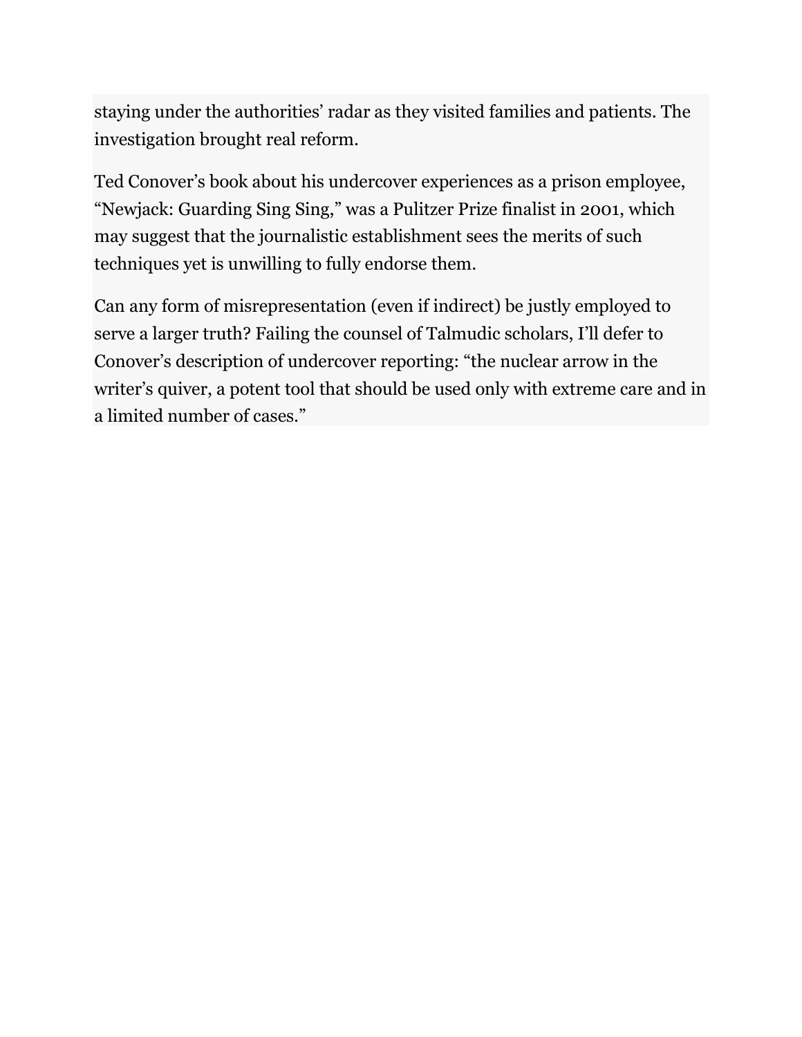staying under the authorities' radar as they visited families and patients. The investigation brought real reform.

Ted Conover's book about his undercover experiences as a prison employee, "Newjack: Guarding Sing Sing," was a Pulitzer Prize finalist in 2001, which may suggest that the journalistic establishment sees the merits of such techniques yet is unwilling to fully endorse them.

Can any form of misrepresentation (even if indirect) be justly employed to serve a larger truth? Failing the counsel of Talmudic scholars, I'll defer to Conover's description of undercover reporting: "the nuclear arrow in the writer's quiver, a potent tool that should be used only with extreme care and in a limited number of cases."